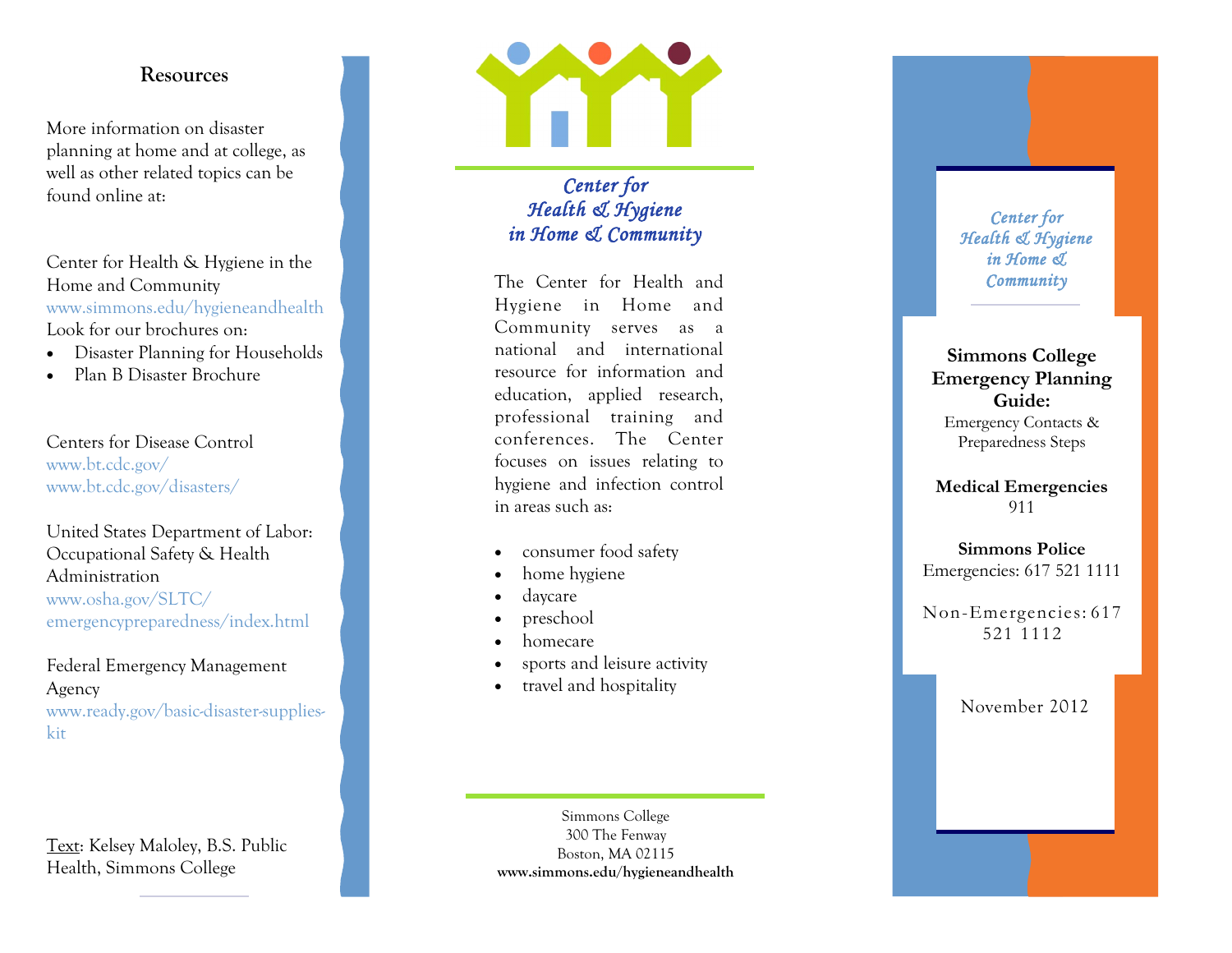## Resources

More information on disaster planning at home and at college, as well as other related topics can be found online at:

Center for Health & Hygiene in the Home and Community
www.simmons.edu/hygieneandhealth
Look for our brochures on:

- Disaster Planning for Households
- Plan B Disaster Brochure

Centers for Disease Control
www.bt.cdc.gov/
www.bt.cdc.gov/disasters/

United States Department of Labor: Occupational Safety & Health Administration
www.osha.gov/SLTC/emergencypreparedness/index.html

Federal Emergency Management Agency
www.ready.gov/basic-disaster-supplies-kit

Text: Kelsey Maloley, B.S. Public Health, Simmons College

## *Center for Health & Hygiene in Home & Community*

The Center for Health and Hygiene in Home and Community serves as a national and international resource for information and education, applied research, professional training and conferences. The Center focuses on issues relating to hygiene and infection control in areas such as:

- consumer food safety
- home hygiene
- daycare
- preschool
- homecare
- sports and leisure activity
- travel and hospitality

Simmons College
300 The Fenway
Boston, MA 02115
**www.simmons.edu/hygieneandhealth**

*Center for Health & Hygiene in Home & Community*

# Simmons College Emergency Planning Guide:

Emergency Contacts & Preparedness Steps

**Medical Emergencies**
911

**Simmons Police**
Emergencies: 617 521 1111

Non-Emergencies: 617 521 1112

November 2012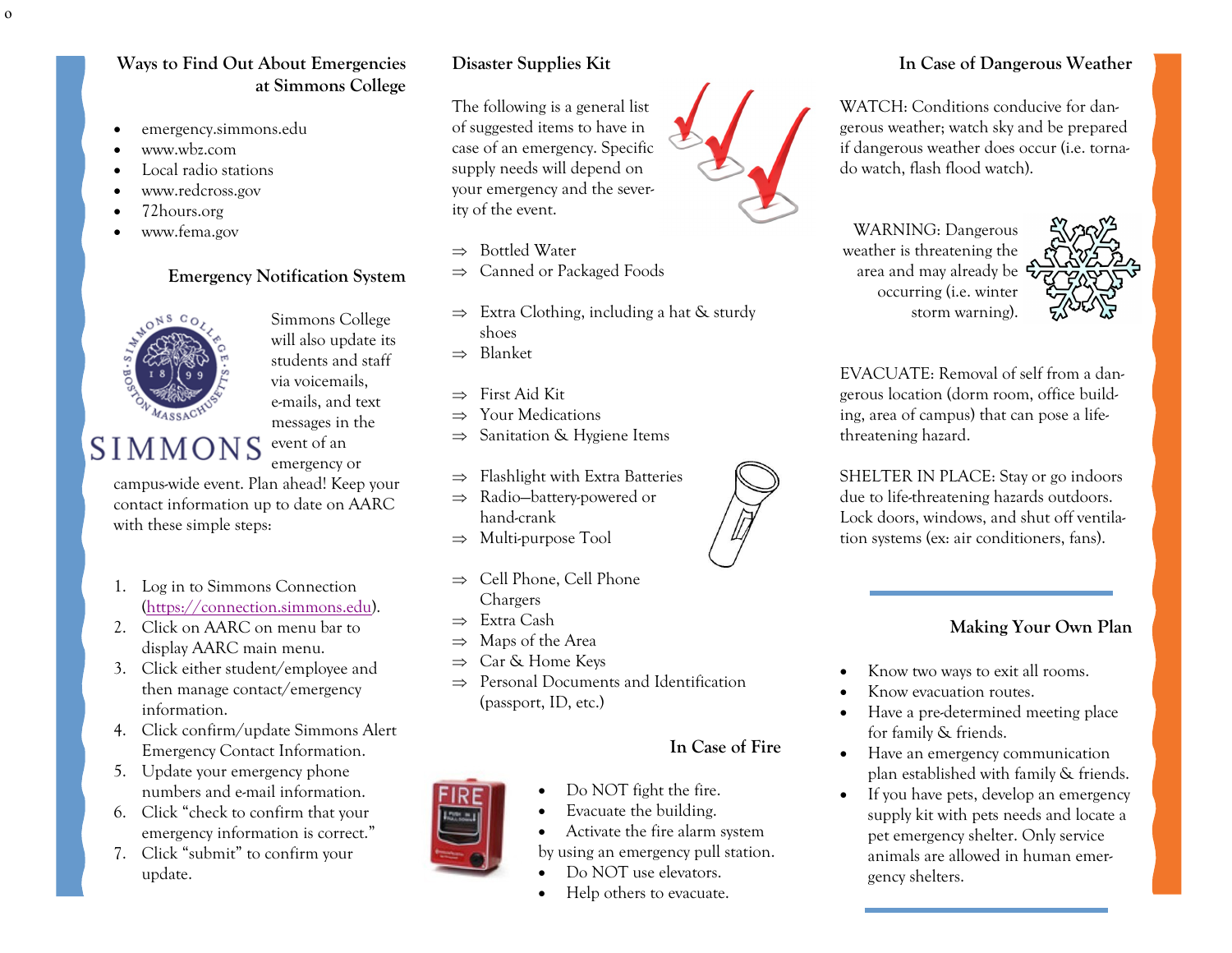## Ways to Find Out About Emergencies at Simmons College

- emergency.simmons.edu
- www.wbz.com
- Local radio stations
- www.redcross.gov
- 72hours.org
- www.fema.gov

## Emergency Notification System

Simmons College will also update its students and staff via voicemails, e-mails, and text messages in the event of an emergency or campus-wide event. Plan ahead! Keep your contact information up to date on AARC with these simple steps:

1. Log in to Simmons Connection (https://connection.simmons.edu).
2. Click on AARC on menu bar to display AARC main menu.
3. Click either student/employee and then manage contact/emergency information.
4. Click confirm/update Simmons Alert Emergency Contact Information.
5. Update your emergency phone numbers and e-mail information.
6. Click "check to confirm that your emergency information is correct."
7. Click "submit" to confirm your update.

## Disaster Supplies Kit

The following is a general list of suggested items to have in case of an emergency. Specific supply needs will depend on your emergency and the severity of the event.

- ⇒ Bottled Water
- ⇒ Canned or Packaged Foods

- ⇒ Extra Clothing, including a hat & sturdy shoes
- ⇒ Blanket

- ⇒ First Aid Kit
- ⇒ Your Medications
- ⇒ Sanitation & Hygiene Items

- ⇒ Flashlight with Extra Batteries
- ⇒ Radio—battery-powered or hand-crank
- ⇒ Multi-purpose Tool

- ⇒ Cell Phone, Cell Phone Chargers
- ⇒ Extra Cash
- ⇒ Maps of the Area
- ⇒ Car & Home Keys
- ⇒ Personal Documents and Identification (passport, ID, etc.)

## In Case of Fire

- Do NOT fight the fire.
- Evacuate the building.
- Activate the fire alarm system by using an emergency pull station.
- Do NOT use elevators.
- Help others to evacuate.

## In Case of Dangerous Weather

WATCH: Conditions conducive for dangerous weather; watch sky and be prepared if dangerous weather does occur (i.e. tornado watch, flash flood watch).

WARNING: Dangerous weather is threatening the area and may already be occurring (i.e. winter storm warning).

EVACUATE: Removal of self from a dangerous location (dorm room, office building, area of campus) that can pose a life-threatening hazard.

SHELTER IN PLACE: Stay or go indoors due to life-threatening hazards outdoors. Lock doors, windows, and shut off ventilation systems (ex: air conditioners, fans).

## Making Your Own Plan

- Know two ways to exit all rooms.
- Know evacuation routes.
- Have a pre-determined meeting place for family & friends.
- Have an emergency communication plan established with family & friends.
- If you have pets, develop an emergency supply kit with pets needs and locate a pet emergency shelter. Only service animals are allowed in human emergency shelters.